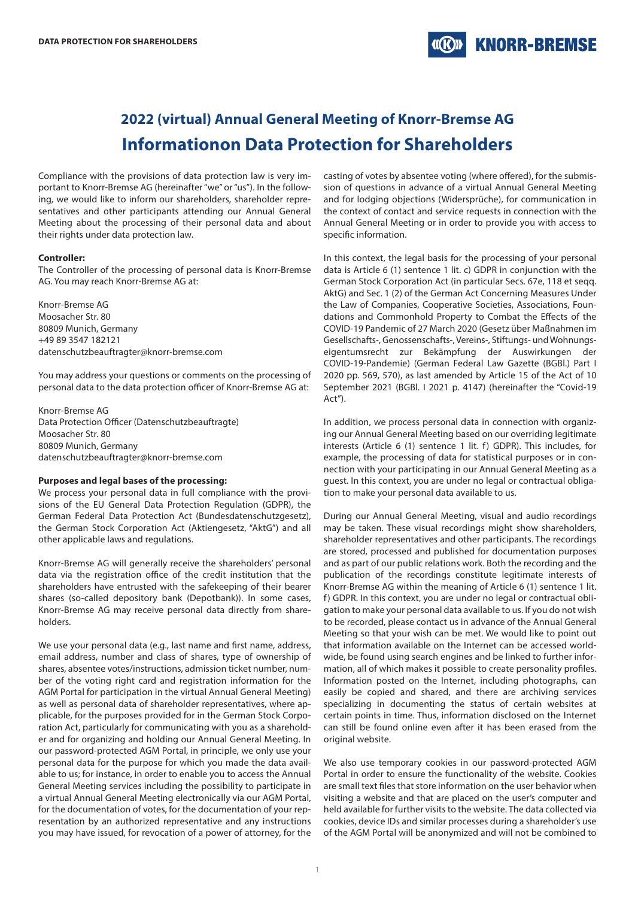# 2022 (virtual) Annual General Meeting of Knorr-Bremse AG

## Informationon Data Protection for Shareholders

Compliance with the provisions of data protection law is very important to Knorr-Bremse AG (hereinafter "we" or "us"). In the following, we would like to inform our shareholders, shareholder representatives and other participants attending our Annual General Meeting about the processing of their personal data and about their rights under data protection law.

**Controller:**
The Controller of the processing of personal data is Knorr-Bremse AG. You may reach Knorr-Bremse AG at:

Knorr-Bremse AG
Moosacher Str. 80
80809 Munich, Germany
+49 89 3547 182121
datenschutzbeauftragter@knorr-bremse.com

You may address your questions or comments on the processing of personal data to the data protection officer of Knorr-Bremse AG at:

Knorr-Bremse AG
Data Protection Officer (Datenschutzbeauftragte)
Moosacher Str. 80
80809 Munich, Germany
datenschutzbeauftragter@knorr-bremse.com

**Purposes and legal bases of the processing:**
We process your personal data in full compliance with the provisions of the EU General Data Protection Regulation (GDPR), the German Federal Data Protection Act (Bundesdatenschutzgesetz), the German Stock Corporation Act (Aktiengesetz, "AktG") and all other applicable laws and regulations.

Knorr-Bremse AG will generally receive the shareholders' personal data via the registration office of the credit institution that the shareholders have entrusted with the safekeeping of their bearer shares (so-called depository bank (Depotbank)). In some cases, Knorr-Bremse AG may receive personal data directly from shareholders.

We use your personal data (e.g., last name and first name, address, email address, number and class of shares, type of ownership of shares, absentee votes/instructions, admission ticket number, number of the voting right card and registration information for the AGM Portal for participation in the virtual Annual General Meeting) as well as personal data of shareholder representatives, where applicable, for the purposes provided for in the German Stock Corporation Act, particularly for communicating with you as a shareholder and for organizing and holding our Annual General Meeting. In our password-protected AGM Portal, in principle, we only use your personal data for the purpose for which you made the data available to us; for instance, in order to enable you to access the Annual General Meeting services including the possibility to participate in a virtual Annual General Meeting electronically via our AGM Portal, for the documentation of votes, for the documentation of your representation by an authorized representative and any instructions you may have issued, for revocation of a power of attorney, for the casting of votes by absentee voting (where offered), for the submission of questions in advance of a virtual Annual General Meeting and for lodging objections (Widersprüche), for communication in the context of contact and service requests in connection with the Annual General Meeting or in order to provide you with access to specific information.

In this context, the legal basis for the processing of your personal data is Article 6 (1) sentence 1 lit. c) GDPR in conjunction with the German Stock Corporation Act (in particular Secs. 67e, 118 et seqq. AktG) and Sec. 1 (2) of the German Act Concerning Measures Under the Law of Companies, Cooperative Societies, Associations, Foundations and Commonhold Property to Combat the Effects of the COVID-19 Pandemic of 27 March 2020 (Gesetz über Maßnahmen im Gesellschafts-, Genossenschafts-, Vereins-, Stiftungs- und Wohnungseigentumsrecht zur Bekämpfung der Auswirkungen der COVID-19-Pandemie) (German Federal Law Gazette (BGBl.) Part I 2020 pp. 569, 570), as last amended by Article 15 of the Act of 10 September 2021 (BGBl. I 2021 p. 4147) (hereinafter the "Covid-19 Act").

In addition, we process personal data in connection with organizing our Annual General Meeting based on our overriding legitimate interests (Article 6 (1) sentence 1 lit. f) GDPR). This includes, for example, the processing of data for statistical purposes or in connection with your participating in our Annual General Meeting as a guest. In this context, you are under no legal or contractual obligation to make your personal data available to us.

During our Annual General Meeting, visual and audio recordings may be taken. These visual recordings might show shareholders, shareholder representatives and other participants. The recordings are stored, processed and published for documentation purposes and as part of our public relations work. Both the recording and the publication of the recordings constitute legitimate interests of Knorr-Bremse AG within the meaning of Article 6 (1) sentence 1 lit. f) GDPR. In this context, you are under no legal or contractual obligation to make your personal data available to us. If you do not wish to be recorded, please contact us in advance of the Annual General Meeting so that your wish can be met. We would like to point out that information available on the Internet can be accessed worldwide, be found using search engines and be linked to further information, all of which makes it possible to create personality profiles. Information posted on the Internet, including photographs, can easily be copied and shared, and there are archiving services specializing in documenting the status of certain websites at certain points in time. Thus, information disclosed on the Internet can still be found online even after it has been erased from the original website.

We also use temporary cookies in our password-protected AGM Portal in order to ensure the functionality of the website. Cookies are small text files that store information on the user behavior when visiting a website and that are placed on the user's computer and held available for further visits to the website. The data collected via cookies, device IDs and similar processes during a shareholder's use of the AGM Portal will be anonymized and will not be combined to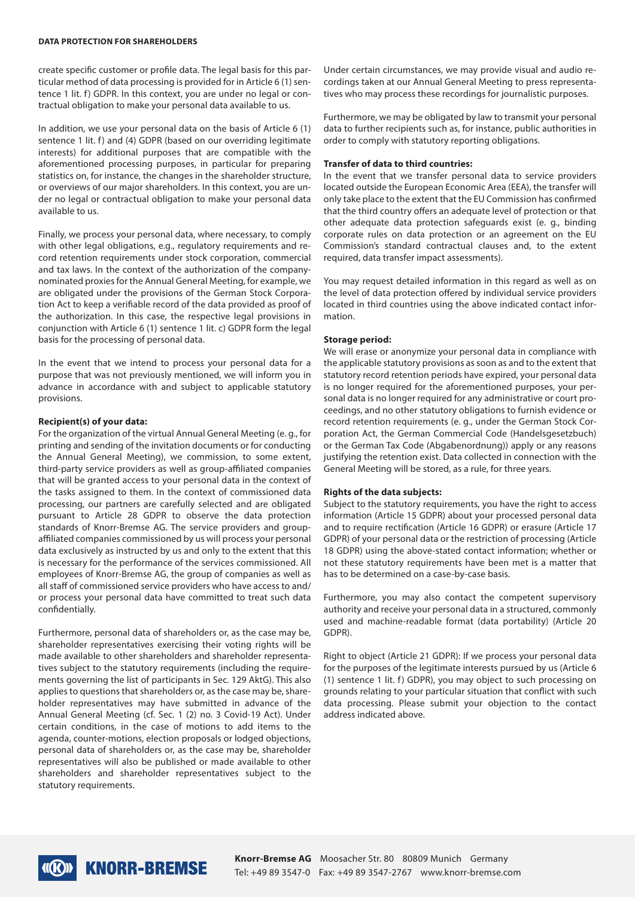create specific customer or profile data. The legal basis for this particular method of data processing is provided for in Article 6 (1) sentence 1 lit. f) GDPR. In this context, you are under no legal or contractual obligation to make your personal data available to us.

In addition, we use your personal data on the basis of Article 6 (1) sentence 1 lit. f) and (4) GDPR (based on our overriding legitimate interests) for additional purposes that are compatible with the aforementioned processing purposes, in particular for preparing statistics on, for instance, the changes in the shareholder structure, or overviews of our major shareholders. In this context, you are under no legal or contractual obligation to make your personal data available to us.

Finally, we process your personal data, where necessary, to comply with other legal obligations, e.g., regulatory requirements and record retention requirements under stock corporation, commercial and tax laws. In the context of the authorization of the company-nominated proxies for the Annual General Meeting, for example, we are obligated under the provisions of the German Stock Corporation Act to keep a verifiable record of the data provided as proof of the authorization. In this case, the respective legal provisions in conjunction with Article 6 (1) sentence 1 lit. c) GDPR form the legal basis for the processing of personal data.

In the event that we intend to process your personal data for a purpose that was not previously mentioned, we will inform you in advance in accordance with and subject to applicable statutory provisions.

**Recipient(s) of your data:**

For the organization of the virtual Annual General Meeting (e. g., for printing and sending of the invitation documents or for conducting the Annual General Meeting), we commission, to some extent, third-party service providers as well as group-affiliated companies that will be granted access to your personal data in the context of the tasks assigned to them. In the context of commissioned data processing, our partners are carefully selected and are obligated pursuant to Article 28 GDPR to observe the data protection standards of Knorr-Bremse AG. The service providers and group-affiliated companies commissioned by us will process your personal data exclusively as instructed by us and only to the extent that this is necessary for the performance of the services commissioned. All employees of Knorr-Bremse AG, the group of companies as well as all staff of commissioned service providers who have access to and/or process your personal data have committed to treat such data confidentially.

Furthermore, personal data of shareholders or, as the case may be, shareholder representatives exercising their voting rights will be made available to other shareholders and shareholder representatives subject to the statutory requirements (including the requirements governing the list of participants in Sec. 129 AktG). This also applies to questions that shareholders or, as the case may be, shareholder representatives may have submitted in advance of the Annual General Meeting (cf. Sec. 1 (2) no. 3 Covid-19 Act). Under certain conditions, in the case of motions to add items to the agenda, counter-motions, election proposals or lodged objections, personal data of shareholders or, as the case may be, shareholder representatives will also be published or made available to other shareholders and shareholder representatives subject to the statutory requirements.

Under certain circumstances, we may provide visual and audio recordings taken at our Annual General Meeting to press representatives who may process these recordings for journalistic purposes.

Furthermore, we may be obligated by law to transmit your personal data to further recipients such as, for instance, public authorities in order to comply with statutory reporting obligations.

**Transfer of data to third countries:**

In the event that we transfer personal data to service providers located outside the European Economic Area (EEA), the transfer will only take place to the extent that the EU Commission has confirmed that the third country offers an adequate level of protection or that other adequate data protection safeguards exist (e. g., binding corporate rules on data protection or an agreement on the EU Commission's standard contractual clauses and, to the extent required, data transfer impact assessments).

You may request detailed information in this regard as well as on the level of data protection offered by individual service providers located in third countries using the above indicated contact information.

**Storage period:**

We will erase or anonymize your personal data in compliance with the applicable statutory provisions as soon as and to the extent that statutory record retention periods have expired, your personal data is no longer required for the aforementioned purposes, your personal data is no longer required for any administrative or court proceedings, and no other statutory obligations to furnish evidence or record retention requirements (e. g., under the German Stock Corporation Act, the German Commercial Code (Handelsgesetzbuch) or the German Tax Code (Abgabenordnung)) apply or any reasons justifying the retention exist. Data collected in connection with the General Meeting will be stored, as a rule, for three years.

**Rights of the data subjects:**

Subject to the statutory requirements, you have the right to access information (Article 15 GDPR) about your processed personal data and to require rectification (Article 16 GDPR) or erasure (Article 17 GDPR) of your personal data or the restriction of processing (Article 18 GDPR) using the above-stated contact information; whether or not these statutory requirements have been met is a matter that has to be determined on a case-by-case basis.

Furthermore, you may also contact the competent supervisory authority and receive your personal data in a structured, commonly used and machine-readable format (data portability) (Article 20 GDPR).

Right to object (Article 21 GDPR): If we process your personal data for the purposes of the legitimate interests pursued by us (Article 6 (1) sentence 1 lit. f) GDPR), you may object to such processing on grounds relating to your particular situation that conflict with such data processing. Please submit your objection to the contact address indicated above.